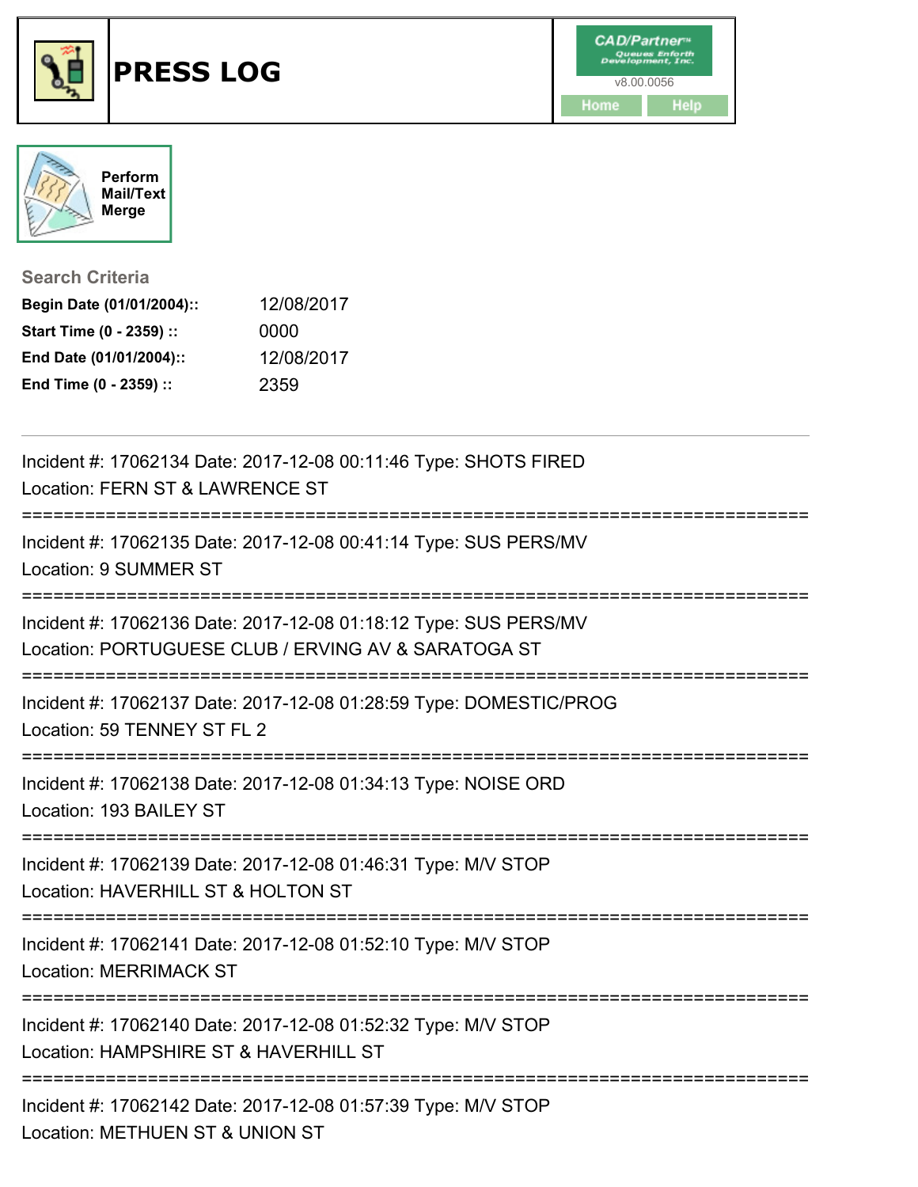# PRESS LOG

CAD/Partner™ Queues Enforth Development, Inc.
v8.00.0056

Home | Help

Perform Mail/Text Merge

**Search Criteria**

| | |
|---|---|
| **Begin Date (01/01/2004)::** | 12/08/2017 |
| **Start Time (0 - 2359) ::** | 0000 |
| **End Date (01/01/2004)::** | 12/08/2017 |
| **End Time (0 - 2359) ::** | 2359 |

---

Incident #: 17062134 Date: 2017-12-08 00:11:46 Type: SHOTS FIRED
Location: FERN ST & LAWRENCE ST

===========================================================================

Incident #: 17062135 Date: 2017-12-08 00:41:14 Type: SUS PERS/MV
Location: 9 SUMMER ST

===========================================================================

Incident #: 17062136 Date: 2017-12-08 01:18:12 Type: SUS PERS/MV
Location: PORTUGUESE CLUB / ERVING AV & SARATOGA ST

===========================================================================

Incident #: 17062137 Date: 2017-12-08 01:28:59 Type: DOMESTIC/PROG
Location: 59 TENNEY ST FL 2

===========================================================================

Incident #: 17062138 Date: 2017-12-08 01:34:13 Type: NOISE ORD
Location: 193 BAILEY ST

===========================================================================

Incident #: 17062139 Date: 2017-12-08 01:46:31 Type: M/V STOP
Location: HAVERHILL ST & HOLTON ST

===========================================================================

Incident #: 17062141 Date: 2017-12-08 01:52:10 Type: M/V STOP
Location: MERRIMACK ST

===========================================================================

Incident #: 17062140 Date: 2017-12-08 01:52:32 Type: M/V STOP
Location: HAMPSHIRE ST & HAVERHILL ST

===========================================================================

Incident #: 17062142 Date: 2017-12-08 01:57:39 Type: M/V STOP
Location: METHUEN ST & UNION ST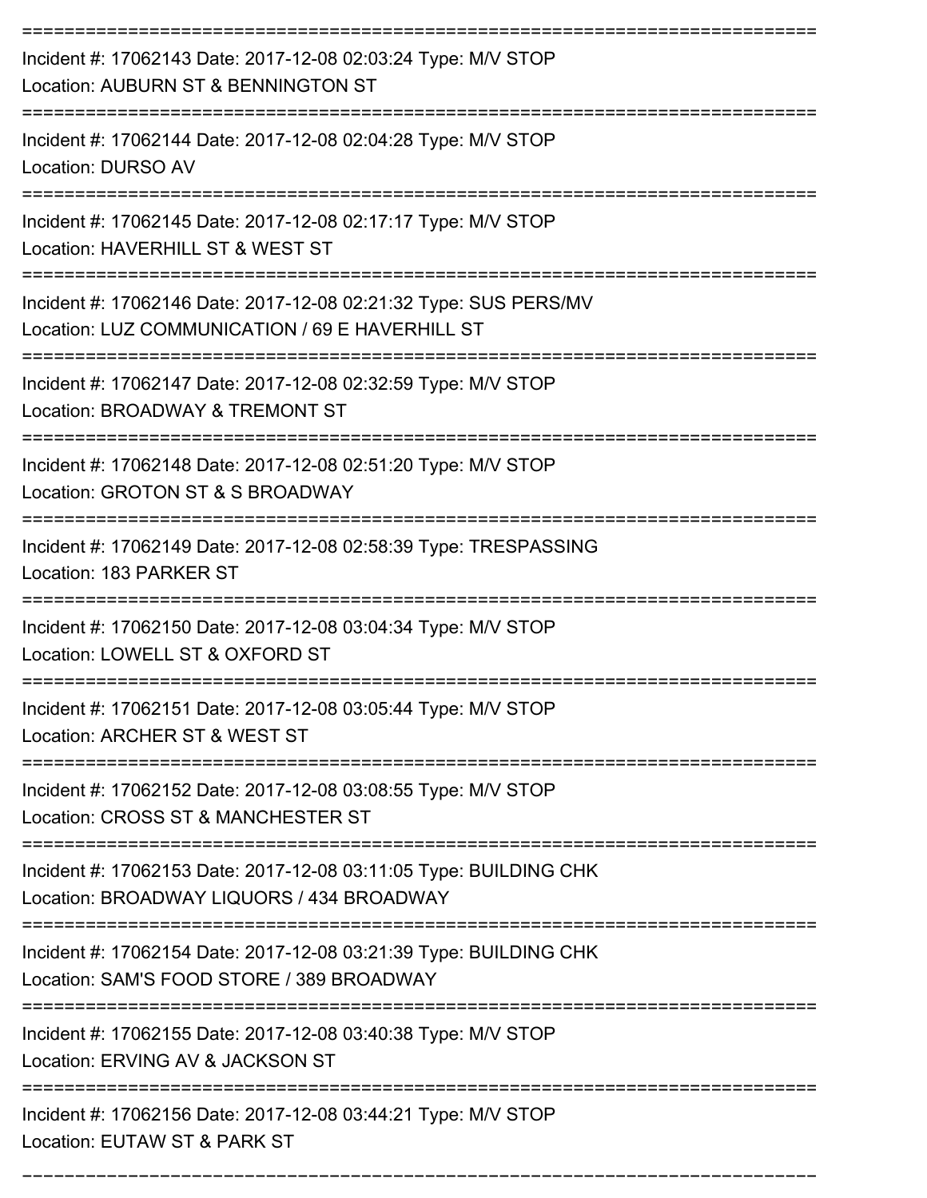Incident #: 17062143 Date: 2017-12-08 02:03:24 Type: M/V STOP
Location: AUBURN ST & BENNINGTON ST

Incident #: 17062144 Date: 2017-12-08 02:04:28 Type: M/V STOP
Location: DURSO AV

Incident #: 17062145 Date: 2017-12-08 02:17:17 Type: M/V STOP
Location: HAVERHILL ST & WEST ST

Incident #: 17062146 Date: 2017-12-08 02:21:32 Type: SUS PERS/MV
Location: LUZ COMMUNICATION / 69 E HAVERHILL ST

Incident #: 17062147 Date: 2017-12-08 02:32:59 Type: M/V STOP
Location: BROADWAY & TREMONT ST

Incident #: 17062148 Date: 2017-12-08 02:51:20 Type: M/V STOP
Location: GROTON ST & S BROADWAY

Incident #: 17062149 Date: 2017-12-08 02:58:39 Type: TRESPASSING
Location: 183 PARKER ST

Incident #: 17062150 Date: 2017-12-08 03:04:34 Type: M/V STOP
Location: LOWELL ST & OXFORD ST

Incident #: 17062151 Date: 2017-12-08 03:05:44 Type: M/V STOP
Location: ARCHER ST & WEST ST

Incident #: 17062152 Date: 2017-12-08 03:08:55 Type: M/V STOP
Location: CROSS ST & MANCHESTER ST

Incident #: 17062153 Date: 2017-12-08 03:11:05 Type: BUILDING CHK
Location: BROADWAY LIQUORS / 434 BROADWAY

Incident #: 17062154 Date: 2017-12-08 03:21:39 Type: BUILDING CHK
Location: SAM'S FOOD STORE / 389 BROADWAY

Incident #: 17062155 Date: 2017-12-08 03:40:38 Type: M/V STOP
Location: ERVING AV & JACKSON ST

Incident #: 17062156 Date: 2017-12-08 03:44:21 Type: M/V STOP
Location: EUTAW ST & PARK ST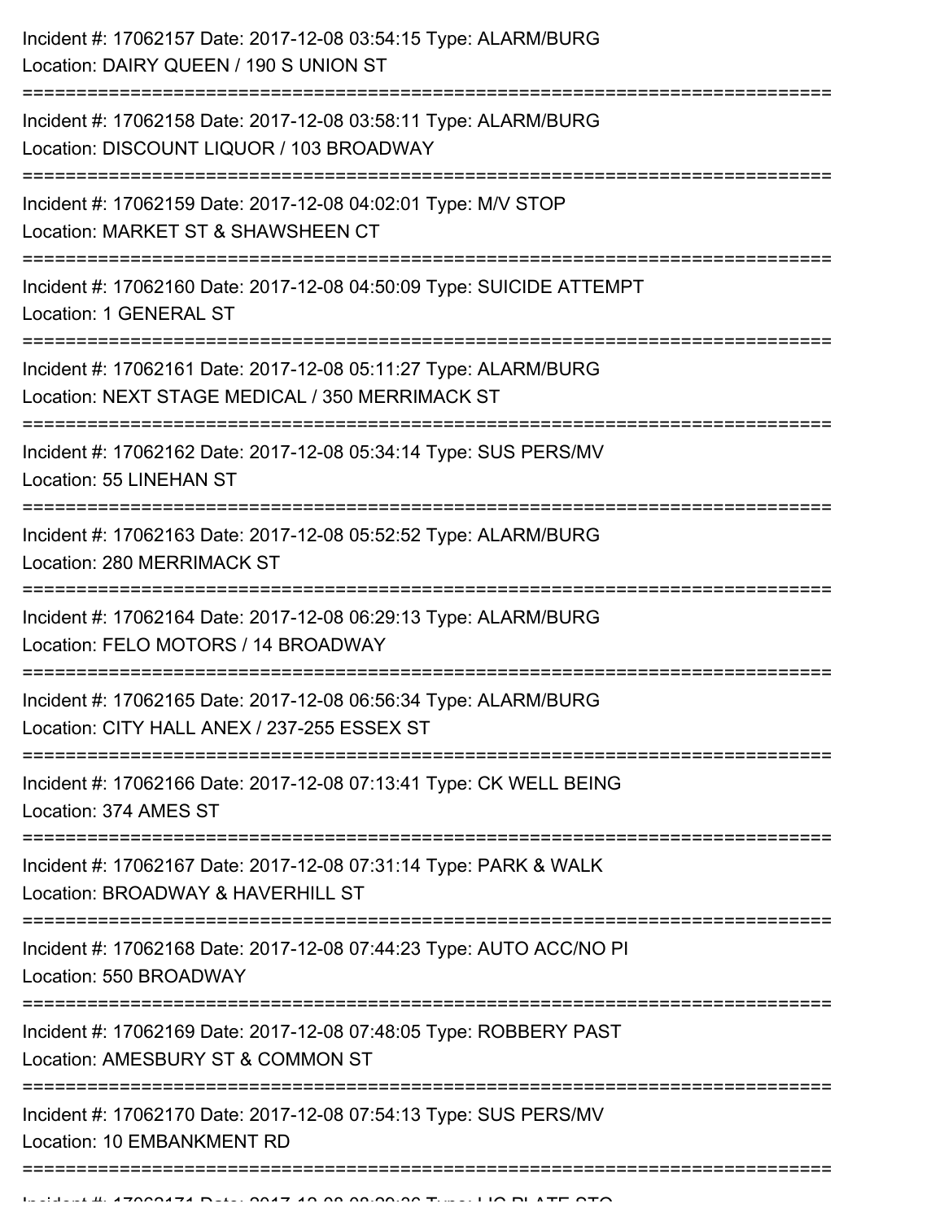Incident #: 17062157 Date: 2017-12-08 03:54:15 Type: ALARM/BURG
Location: DAIRY QUEEN / 190 S UNION ST

===========================================================================

Incident #: 17062158 Date: 2017-12-08 03:58:11 Type: ALARM/BURG
Location: DISCOUNT LIQUOR / 103 BROADWAY

===========================================================================

Incident #: 17062159 Date: 2017-12-08 04:02:01 Type: M/V STOP
Location: MARKET ST & SHAWSHEEN CT

===========================================================================

Incident #: 17062160 Date: 2017-12-08 04:50:09 Type: SUICIDE ATTEMPT
Location: 1 GENERAL ST

===========================================================================

Incident #: 17062161 Date: 2017-12-08 05:11:27 Type: ALARM/BURG
Location: NEXT STAGE MEDICAL / 350 MERRIMACK ST

===========================================================================

Incident #: 17062162 Date: 2017-12-08 05:34:14 Type: SUS PERS/MV
Location: 55 LINEHAN ST

===========================================================================

Incident #: 17062163 Date: 2017-12-08 05:52:52 Type: ALARM/BURG
Location: 280 MERRIMACK ST

===========================================================================

Incident #: 17062164 Date: 2017-12-08 06:29:13 Type: ALARM/BURG
Location: FELO MOTORS / 14 BROADWAY

===========================================================================

Incident #: 17062165 Date: 2017-12-08 06:56:34 Type: ALARM/BURG
Location: CITY HALL ANEX / 237-255 ESSEX ST

===========================================================================

Incident #: 17062166 Date: 2017-12-08 07:13:41 Type: CK WELL BEING
Location: 374 AMES ST

===========================================================================

Incident #: 17062167 Date: 2017-12-08 07:31:14 Type: PARK & WALK
Location: BROADWAY & HAVERHILL ST

===========================================================================

Incident #: 17062168 Date: 2017-12-08 07:44:23 Type: AUTO ACC/NO PI
Location: 550 BROADWAY

===========================================================================

Incident #: 17062169 Date: 2017-12-08 07:48:05 Type: ROBBERY PAST
Location: AMESBURY ST & COMMON ST

===========================================================================

Incident #: 17062170 Date: 2017-12-08 07:54:13 Type: SUS PERS/MV
Location: 10 EMBANKMENT RD

===========================================================================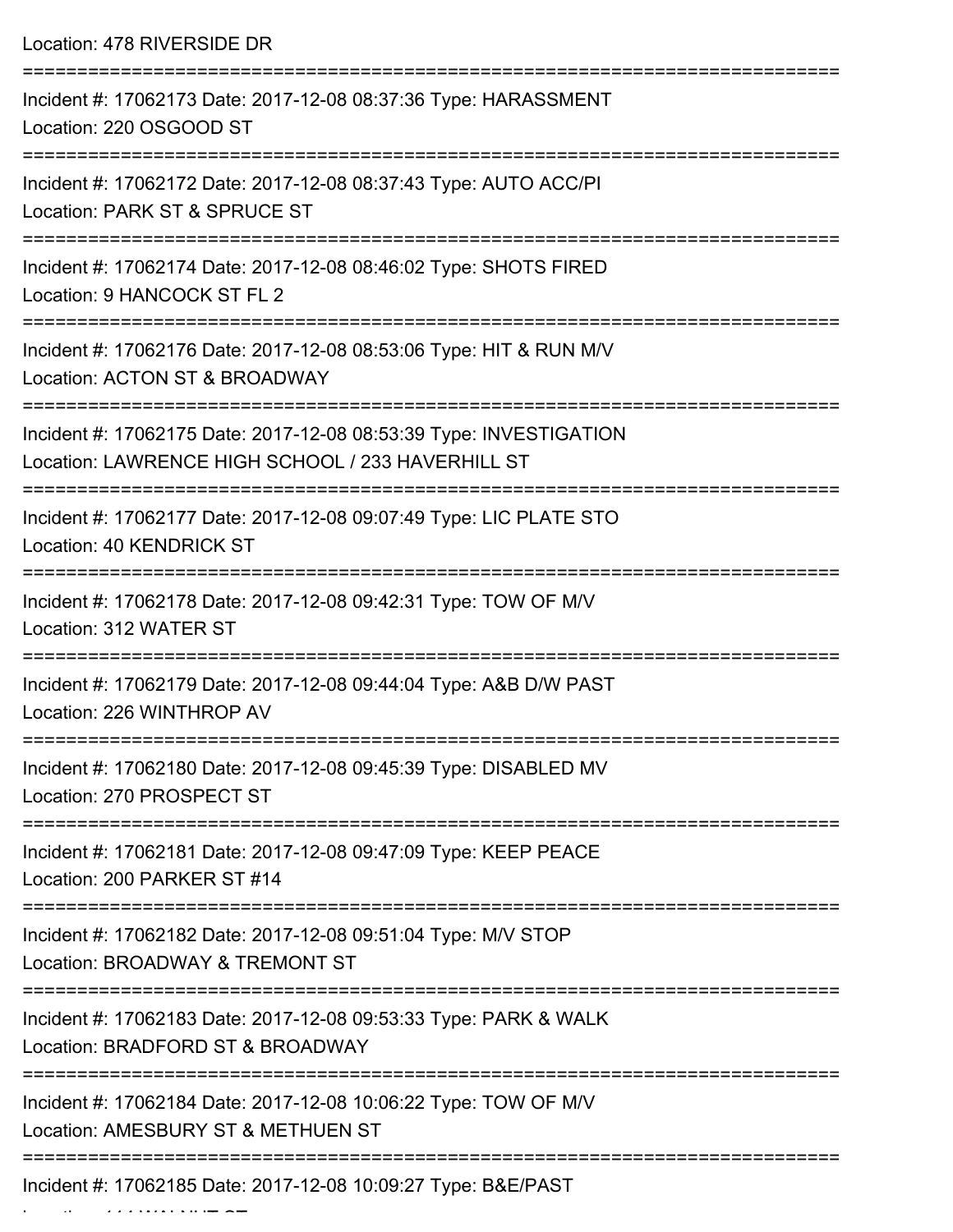Location: 478 RIVERSIDE DR

===========================================================================

Incident #: 17062173 Date: 2017-12-08 08:37:36 Type: HARASSMENT
Location: 220 OSGOOD ST

===========================================================================

Incident #: 17062172 Date: 2017-12-08 08:37:43 Type: AUTO ACC/PI
Location: PARK ST & SPRUCE ST

===========================================================================

Incident #: 17062174 Date: 2017-12-08 08:46:02 Type: SHOTS FIRED
Location: 9 HANCOCK ST FL 2

===========================================================================

Incident #: 17062176 Date: 2017-12-08 08:53:06 Type: HIT & RUN M/V
Location: ACTON ST & BROADWAY

===========================================================================

Incident #: 17062175 Date: 2017-12-08 08:53:39 Type: INVESTIGATION
Location: LAWRENCE HIGH SCHOOL / 233 HAVERHILL ST

===========================================================================

Incident #: 17062177 Date: 2017-12-08 09:07:49 Type: LIC PLATE STO
Location: 40 KENDRICK ST

===========================================================================

Incident #: 17062178 Date: 2017-12-08 09:42:31 Type: TOW OF M/V
Location: 312 WATER ST

===========================================================================

Incident #: 17062179 Date: 2017-12-08 09:44:04 Type: A&B D/W PAST
Location: 226 WINTHROP AV

===========================================================================

Incident #: 17062180 Date: 2017-12-08 09:45:39 Type: DISABLED MV
Location: 270 PROSPECT ST

===========================================================================

Incident #: 17062181 Date: 2017-12-08 09:47:09 Type: KEEP PEACE
Location: 200 PARKER ST #14

===========================================================================

Incident #: 17062182 Date: 2017-12-08 09:51:04 Type: M/V STOP
Location: BROADWAY & TREMONT ST

===========================================================================

Incident #: 17062183 Date: 2017-12-08 09:53:33 Type: PARK & WALK
Location: BRADFORD ST & BROADWAY

===========================================================================

Incident #: 17062184 Date: 2017-12-08 10:06:22 Type: TOW OF M/V
Location: AMESBURY ST & METHUEN ST

===========================================================================

Incident #: 17062185 Date: 2017-12-08 10:09:27 Type: B&E/PAST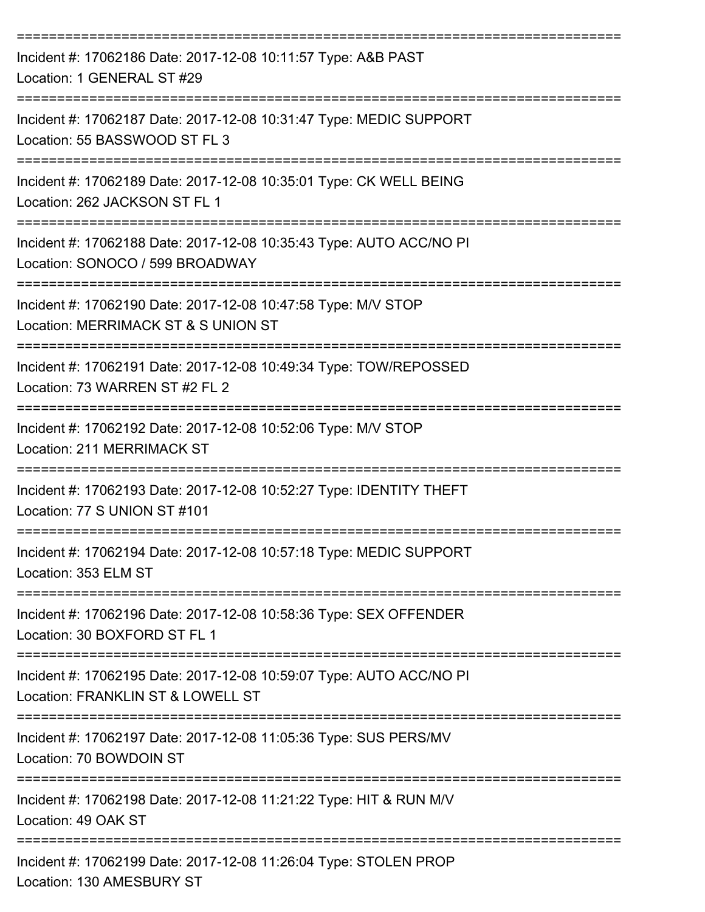===========================================================================

Incident #: 17062186 Date: 2017-12-08 10:11:57 Type: A&B PAST
Location: 1 GENERAL ST #29

===========================================================================

Incident #: 17062187 Date: 2017-12-08 10:31:47 Type: MEDIC SUPPORT
Location: 55 BASSWOOD ST FL 3

===========================================================================

Incident #: 17062189 Date: 2017-12-08 10:35:01 Type: CK WELL BEING
Location: 262 JACKSON ST FL 1

===========================================================================

Incident #: 17062188 Date: 2017-12-08 10:35:43 Type: AUTO ACC/NO PI
Location: SONOCO / 599 BROADWAY

===========================================================================

Incident #: 17062190 Date: 2017-12-08 10:47:58 Type: M/V STOP
Location: MERRIMACK ST & S UNION ST

===========================================================================

Incident #: 17062191 Date: 2017-12-08 10:49:34 Type: TOW/REPOSSED
Location: 73 WARREN ST #2 FL 2

===========================================================================

Incident #: 17062192 Date: 2017-12-08 10:52:06 Type: M/V STOP
Location: 211 MERRIMACK ST

===========================================================================

Incident #: 17062193 Date: 2017-12-08 10:52:27 Type: IDENTITY THEFT
Location: 77 S UNION ST #101

===========================================================================

Incident #: 17062194 Date: 2017-12-08 10:57:18 Type: MEDIC SUPPORT
Location: 353 ELM ST

===========================================================================

Incident #: 17062196 Date: 2017-12-08 10:58:36 Type: SEX OFFENDER
Location: 30 BOXFORD ST FL 1

===========================================================================

Incident #: 17062195 Date: 2017-12-08 10:59:07 Type: AUTO ACC/NO PI
Location: FRANKLIN ST & LOWELL ST

===========================================================================

Incident #: 17062197 Date: 2017-12-08 11:05:36 Type: SUS PERS/MV
Location: 70 BOWDOIN ST

===========================================================================

Incident #: 17062198 Date: 2017-12-08 11:21:22 Type: HIT & RUN M/V
Location: 49 OAK ST

===========================================================================

Incident #: 17062199 Date: 2017-12-08 11:26:04 Type: STOLEN PROP
Location: 130 AMESBURY ST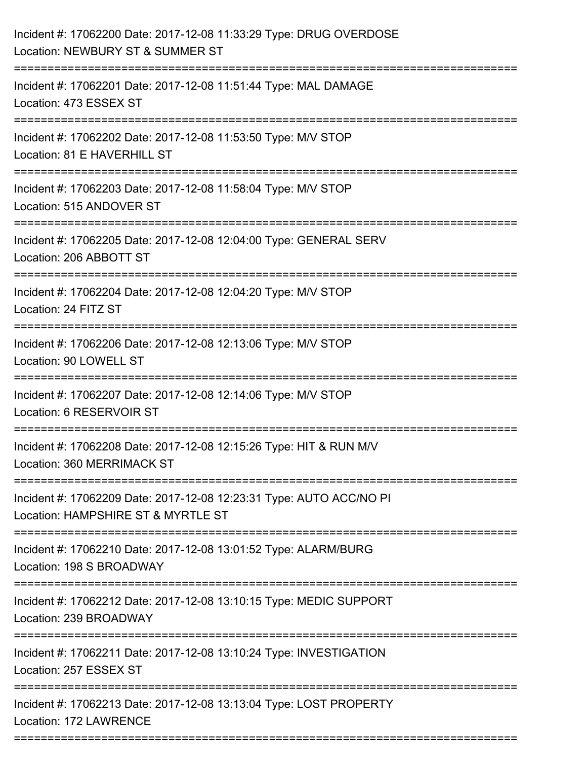Incident #: 17062200 Date: 2017-12-08 11:33:29 Type: DRUG OVERDOSE
Location: NEWBURY ST & SUMMER ST

===========================================================================

Incident #: 17062201 Date: 2017-12-08 11:51:44 Type: MAL DAMAGE
Location: 473 ESSEX ST

===========================================================================

Incident #: 17062202 Date: 2017-12-08 11:53:50 Type: M/V STOP
Location: 81 E HAVERHILL ST

===========================================================================

Incident #: 17062203 Date: 2017-12-08 11:58:04 Type: M/V STOP
Location: 515 ANDOVER ST

===========================================================================

Incident #: 17062205 Date: 2017-12-08 12:04:00 Type: GENERAL SERV
Location: 206 ABBOTT ST

===========================================================================

Incident #: 17062204 Date: 2017-12-08 12:04:20 Type: M/V STOP
Location: 24 FITZ ST

===========================================================================

Incident #: 17062206 Date: 2017-12-08 12:13:06 Type: M/V STOP
Location: 90 LOWELL ST

===========================================================================

Incident #: 17062207 Date: 2017-12-08 12:14:06 Type: M/V STOP
Location: 6 RESERVOIR ST

===========================================================================

Incident #: 17062208 Date: 2017-12-08 12:15:26 Type: HIT & RUN M/V
Location: 360 MERRIMACK ST

===========================================================================

Incident #: 17062209 Date: 2017-12-08 12:23:31 Type: AUTO ACC/NO PI
Location: HAMPSHIRE ST & MYRTLE ST

===========================================================================

Incident #: 17062210 Date: 2017-12-08 13:01:52 Type: ALARM/BURG
Location: 198 S BROADWAY

===========================================================================

Incident #: 17062212 Date: 2017-12-08 13:10:15 Type: MEDIC SUPPORT
Location: 239 BROADWAY

===========================================================================

Incident #: 17062211 Date: 2017-12-08 13:10:24 Type: INVESTIGATION
Location: 257 ESSEX ST

===========================================================================

Incident #: 17062213 Date: 2017-12-08 13:13:04 Type: LOST PROPERTY
Location: 172 LAWRENCE

===========================================================================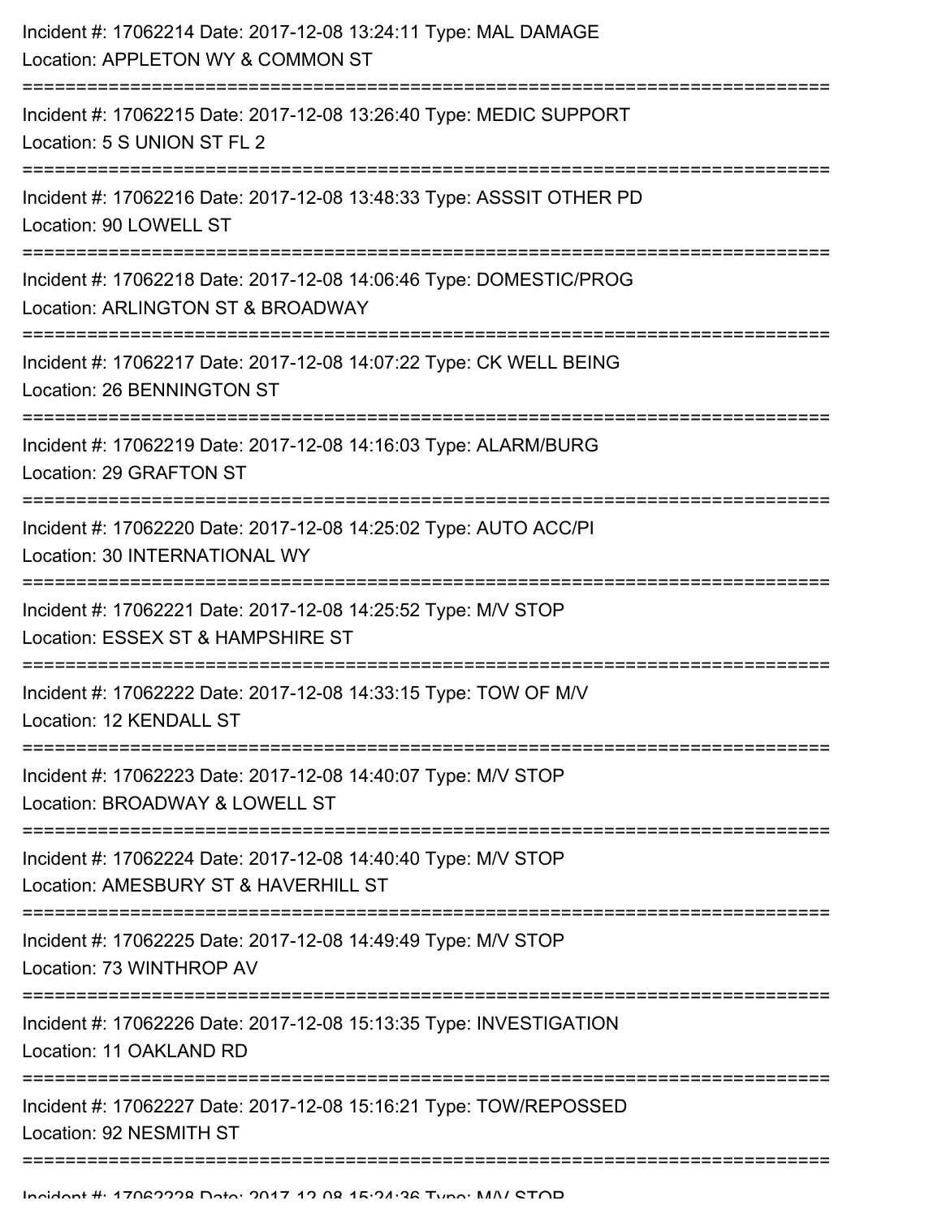Incident #: 17062214 Date: 2017-12-08 13:24:11 Type: MAL DAMAGE
Location: APPLETON WY & COMMON ST

===========================================================================

Incident #: 17062215 Date: 2017-12-08 13:26:40 Type: MEDIC SUPPORT
Location: 5 S UNION ST FL 2

===========================================================================

Incident #: 17062216 Date: 2017-12-08 13:48:33 Type: ASSSIT OTHER PD
Location: 90 LOWELL ST

===========================================================================

Incident #: 17062218 Date: 2017-12-08 14:06:46 Type: DOMESTIC/PROG
Location: ARLINGTON ST & BROADWAY

===========================================================================

Incident #: 17062217 Date: 2017-12-08 14:07:22 Type: CK WELL BEING
Location: 26 BENNINGTON ST

===========================================================================

Incident #: 17062219 Date: 2017-12-08 14:16:03 Type: ALARM/BURG
Location: 29 GRAFTON ST

===========================================================================

Incident #: 17062220 Date: 2017-12-08 14:25:02 Type: AUTO ACC/PI
Location: 30 INTERNATIONAL WY

===========================================================================

Incident #: 17062221 Date: 2017-12-08 14:25:52 Type: M/V STOP
Location: ESSEX ST & HAMPSHIRE ST

===========================================================================

Incident #: 17062222 Date: 2017-12-08 14:33:15 Type: TOW OF M/V
Location: 12 KENDALL ST

===========================================================================

Incident #: 17062223 Date: 2017-12-08 14:40:07 Type: M/V STOP
Location: BROADWAY & LOWELL ST

===========================================================================

Incident #: 17062224 Date: 2017-12-08 14:40:40 Type: M/V STOP
Location: AMESBURY ST & HAVERHILL ST

===========================================================================

Incident #: 17062225 Date: 2017-12-08 14:49:49 Type: M/V STOP
Location: 73 WINTHROP AV

===========================================================================

Incident #: 17062226 Date: 2017-12-08 15:13:35 Type: INVESTIGATION
Location: 11 OAKLAND RD

===========================================================================

Incident #: 17062227 Date: 2017-12-08 15:16:21 Type: TOW/REPOSSED
Location: 92 NESMITH ST

===========================================================================

Incident #: 17062228 Date: 2017-12-08 15:24:36 Type: M/V STOP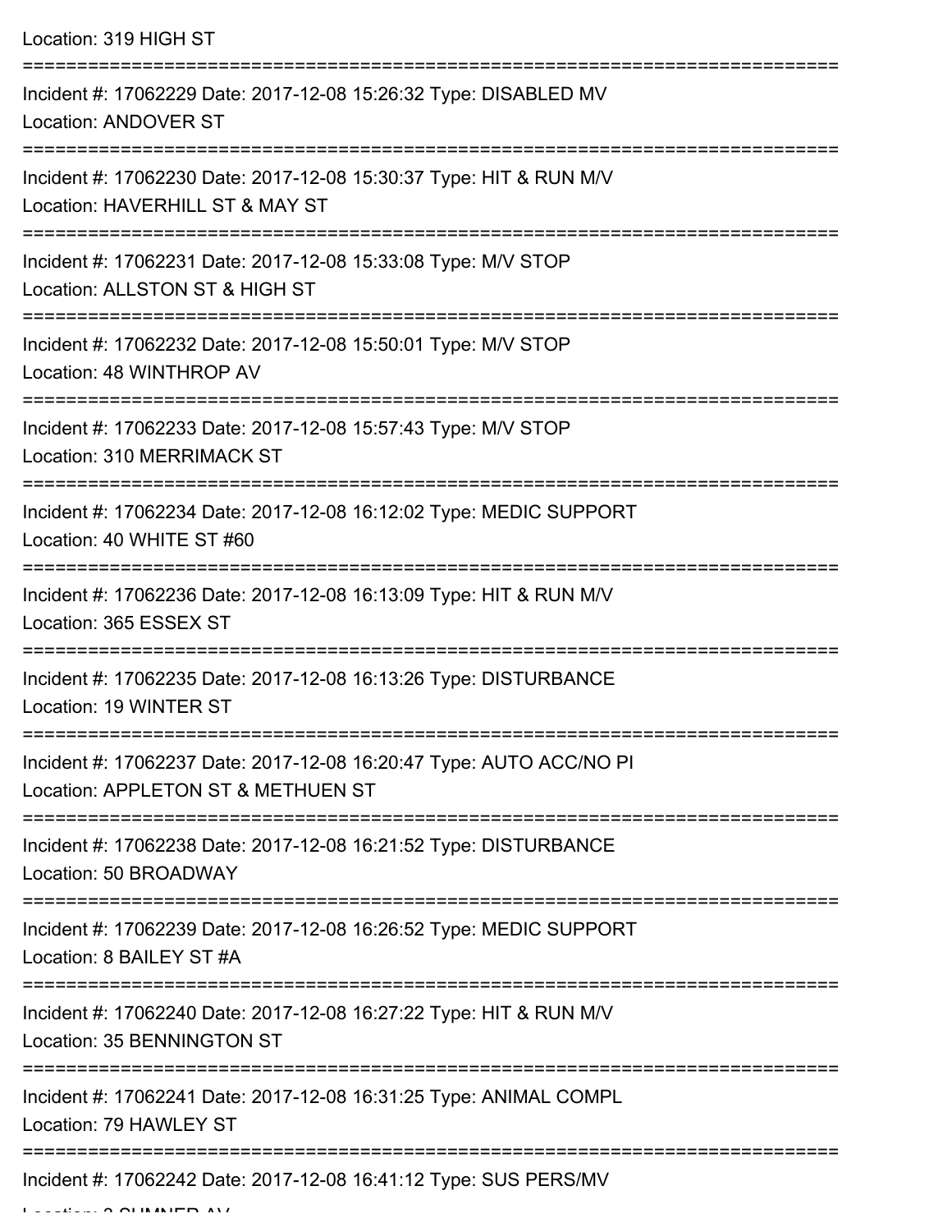Location: 319 HIGH ST

===========================================================================

Incident #: 17062229 Date: 2017-12-08 15:26:32 Type: DISABLED MV
Location: ANDOVER ST

===========================================================================

Incident #: 17062230 Date: 2017-12-08 15:30:37 Type: HIT & RUN M/V
Location: HAVERHILL ST & MAY ST

===========================================================================

Incident #: 17062231 Date: 2017-12-08 15:33:08 Type: M/V STOP
Location: ALLSTON ST & HIGH ST

===========================================================================

Incident #: 17062232 Date: 2017-12-08 15:50:01 Type: M/V STOP
Location: 48 WINTHROP AV

===========================================================================

Incident #: 17062233 Date: 2017-12-08 15:57:43 Type: M/V STOP
Location: 310 MERRIMACK ST

===========================================================================

Incident #: 17062234 Date: 2017-12-08 16:12:02 Type: MEDIC SUPPORT
Location: 40 WHITE ST #60

===========================================================================

Incident #: 17062236 Date: 2017-12-08 16:13:09 Type: HIT & RUN M/V
Location: 365 ESSEX ST

===========================================================================

Incident #: 17062235 Date: 2017-12-08 16:13:26 Type: DISTURBANCE
Location: 19 WINTER ST

===========================================================================

Incident #: 17062237 Date: 2017-12-08 16:20:47 Type: AUTO ACC/NO PI
Location: APPLETON ST & METHUEN ST

===========================================================================

Incident #: 17062238 Date: 2017-12-08 16:21:52 Type: DISTURBANCE
Location: 50 BROADWAY

===========================================================================

Incident #: 17062239 Date: 2017-12-08 16:26:52 Type: MEDIC SUPPORT
Location: 8 BAILEY ST #A

===========================================================================

Incident #: 17062240 Date: 2017-12-08 16:27:22 Type: HIT & RUN M/V
Location: 35 BENNINGTON ST

===========================================================================

Incident #: 17062241 Date: 2017-12-08 16:31:25 Type: ANIMAL COMPL
Location: 79 HAWLEY ST

===========================================================================

Incident #: 17062242 Date: 2017-12-08 16:41:12 Type: SUS PERS/MV
Location: 3 SUMNER AV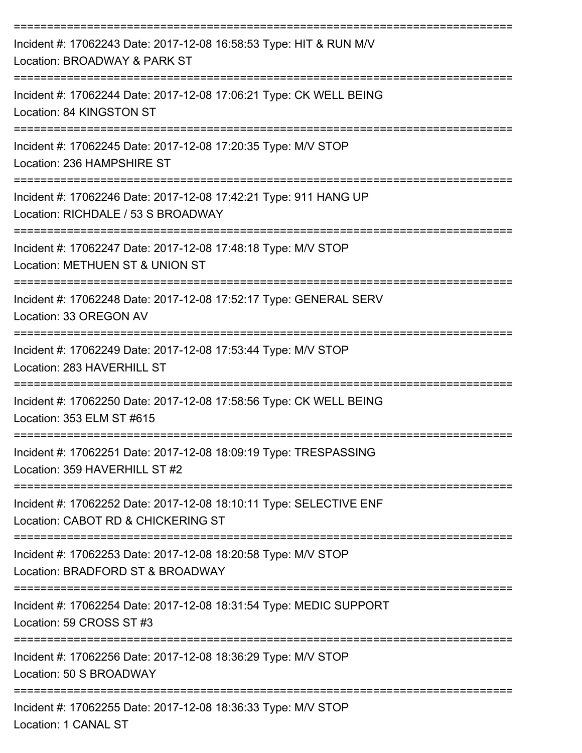===========================================================================

Incident #: 17062243 Date: 2017-12-08 16:58:53 Type: HIT & RUN M/V
Location: BROADWAY & PARK ST

===========================================================================

Incident #: 17062244 Date: 2017-12-08 17:06:21 Type: CK WELL BEING
Location: 84 KINGSTON ST

===========================================================================

Incident #: 17062245 Date: 2017-12-08 17:20:35 Type: M/V STOP
Location: 236 HAMPSHIRE ST

===========================================================================

Incident #: 17062246 Date: 2017-12-08 17:42:21 Type: 911 HANG UP
Location: RICHDALE / 53 S BROADWAY

===========================================================================

Incident #: 17062247 Date: 2017-12-08 17:48:18 Type: M/V STOP
Location: METHUEN ST & UNION ST

===========================================================================

Incident #: 17062248 Date: 2017-12-08 17:52:17 Type: GENERAL SERV
Location: 33 OREGON AV

===========================================================================

Incident #: 17062249 Date: 2017-12-08 17:53:44 Type: M/V STOP
Location: 283 HAVERHILL ST

===========================================================================

Incident #: 17062250 Date: 2017-12-08 17:58:56 Type: CK WELL BEING
Location: 353 ELM ST #615

===========================================================================

Incident #: 17062251 Date: 2017-12-08 18:09:19 Type: TRESPASSING
Location: 359 HAVERHILL ST #2

===========================================================================

Incident #: 17062252 Date: 2017-12-08 18:10:11 Type: SELECTIVE ENF
Location: CABOT RD & CHICKERING ST

===========================================================================

Incident #: 17062253 Date: 2017-12-08 18:20:58 Type: M/V STOP
Location: BRADFORD ST & BROADWAY

===========================================================================

Incident #: 17062254 Date: 2017-12-08 18:31:54 Type: MEDIC SUPPORT
Location: 59 CROSS ST #3

===========================================================================

Incident #: 17062256 Date: 2017-12-08 18:36:29 Type: M/V STOP
Location: 50 S BROADWAY

===========================================================================

Incident #: 17062255 Date: 2017-12-08 18:36:33 Type: M/V STOP
Location: 1 CANAL ST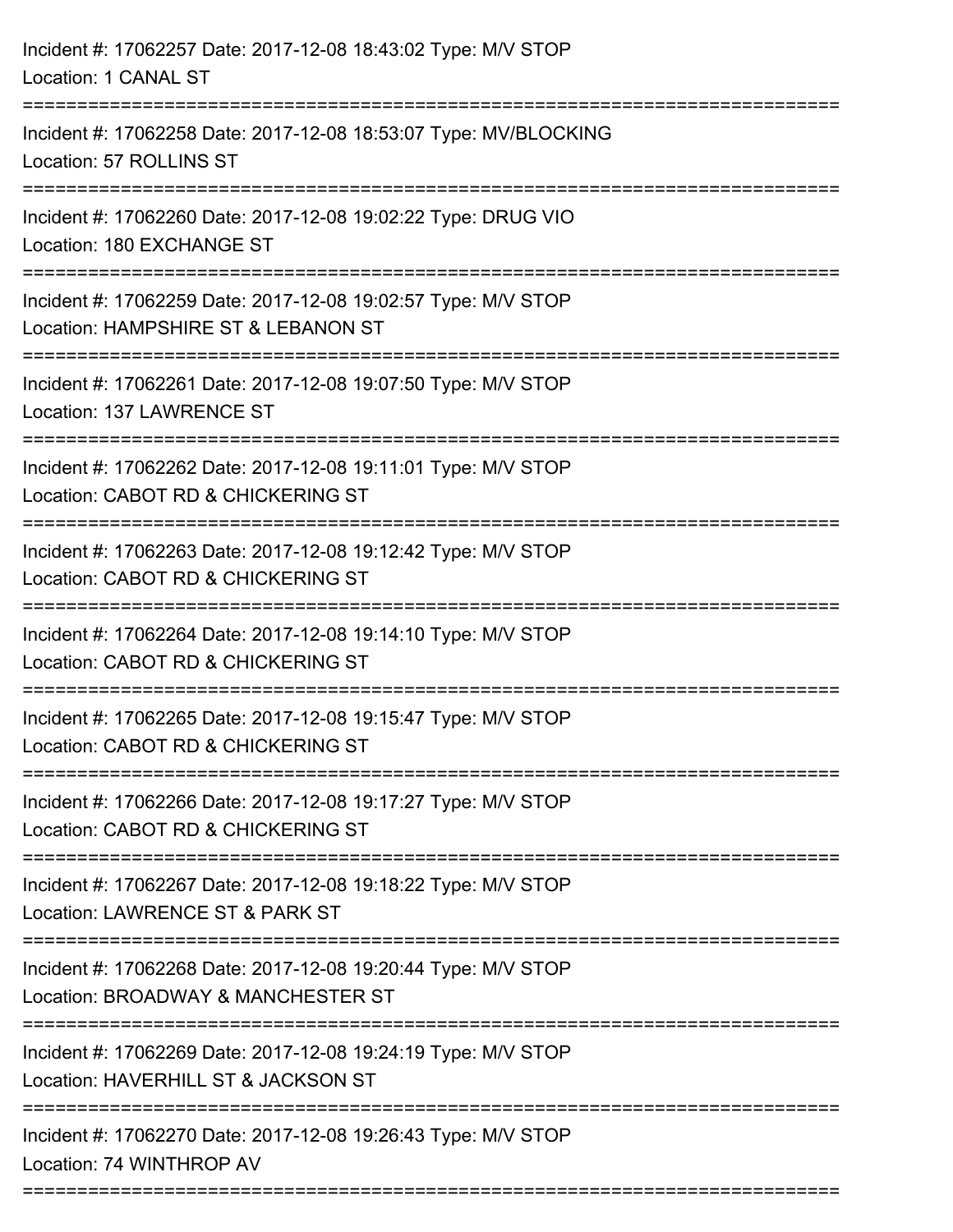Incident #: 17062257 Date: 2017-12-08 18:43:02 Type: M/V STOP
Location: 1 CANAL ST

===========================================================================

Incident #: 17062258 Date: 2017-12-08 18:53:07 Type: MV/BLOCKING
Location: 57 ROLLINS ST

===========================================================================

Incident #: 17062260 Date: 2017-12-08 19:02:22 Type: DRUG VIO
Location: 180 EXCHANGE ST

===========================================================================

Incident #: 17062259 Date: 2017-12-08 19:02:57 Type: M/V STOP
Location: HAMPSHIRE ST & LEBANON ST

===========================================================================

Incident #: 17062261 Date: 2017-12-08 19:07:50 Type: M/V STOP
Location: 137 LAWRENCE ST

===========================================================================

Incident #: 17062262 Date: 2017-12-08 19:11:01 Type: M/V STOP
Location: CABOT RD & CHICKERING ST

===========================================================================

Incident #: 17062263 Date: 2017-12-08 19:12:42 Type: M/V STOP
Location: CABOT RD & CHICKERING ST

===========================================================================

Incident #: 17062264 Date: 2017-12-08 19:14:10 Type: M/V STOP
Location: CABOT RD & CHICKERING ST

===========================================================================

Incident #: 17062265 Date: 2017-12-08 19:15:47 Type: M/V STOP
Location: CABOT RD & CHICKERING ST

===========================================================================

Incident #: 17062266 Date: 2017-12-08 19:17:27 Type: M/V STOP
Location: CABOT RD & CHICKERING ST

===========================================================================

Incident #: 17062267 Date: 2017-12-08 19:18:22 Type: M/V STOP
Location: LAWRENCE ST & PARK ST

===========================================================================

Incident #: 17062268 Date: 2017-12-08 19:20:44 Type: M/V STOP
Location: BROADWAY & MANCHESTER ST

===========================================================================

Incident #: 17062269 Date: 2017-12-08 19:24:19 Type: M/V STOP
Location: HAVERHILL ST & JACKSON ST

===========================================================================

Incident #: 17062270 Date: 2017-12-08 19:26:43 Type: M/V STOP
Location: 74 WINTHROP AV

===========================================================================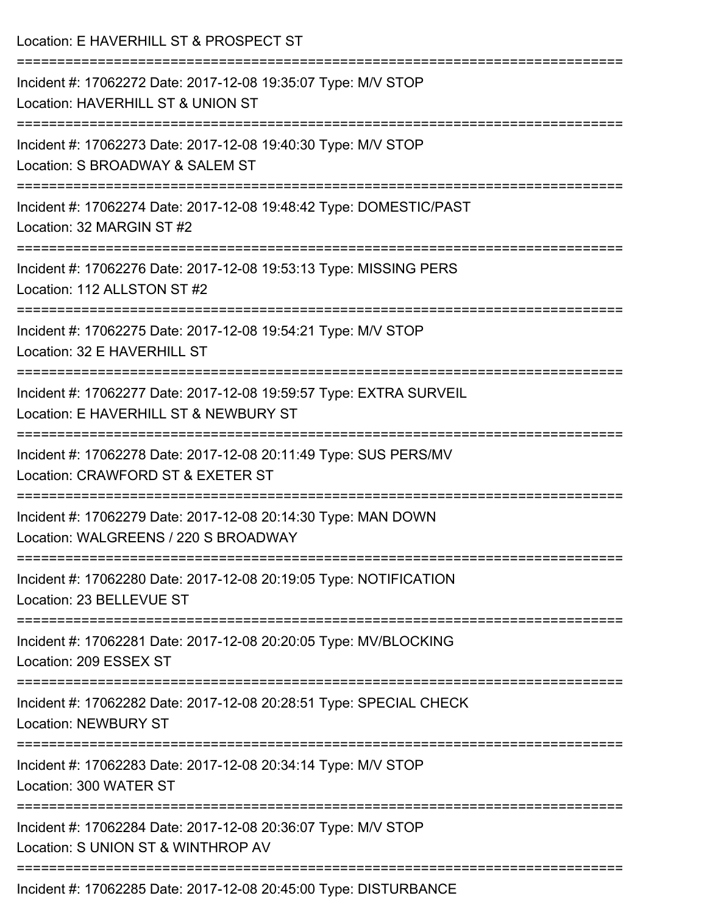Location: E HAVERHILL ST & PROSPECT ST

===========================================================================

Incident #: 17062272 Date: 2017-12-08 19:35:07 Type: M/V STOP
Location: HAVERHILL ST & UNION ST

===========================================================================

Incident #: 17062273 Date: 2017-12-08 19:40:30 Type: M/V STOP
Location: S BROADWAY & SALEM ST

===========================================================================

Incident #: 17062274 Date: 2017-12-08 19:48:42 Type: DOMESTIC/PAST
Location: 32 MARGIN ST #2

===========================================================================

Incident #: 17062276 Date: 2017-12-08 19:53:13 Type: MISSING PERS
Location: 112 ALLSTON ST #2

===========================================================================

Incident #: 17062275 Date: 2017-12-08 19:54:21 Type: M/V STOP
Location: 32 E HAVERHILL ST

===========================================================================

Incident #: 17062277 Date: 2017-12-08 19:59:57 Type: EXTRA SURVEIL
Location: E HAVERHILL ST & NEWBURY ST

===========================================================================

Incident #: 17062278 Date: 2017-12-08 20:11:49 Type: SUS PERS/MV
Location: CRAWFORD ST & EXETER ST

===========================================================================

Incident #: 17062279 Date: 2017-12-08 20:14:30 Type: MAN DOWN
Location: WALGREENS / 220 S BROADWAY

===========================================================================

Incident #: 17062280 Date: 2017-12-08 20:19:05 Type: NOTIFICATION
Location: 23 BELLEVUE ST

===========================================================================

Incident #: 17062281 Date: 2017-12-08 20:20:05 Type: MV/BLOCKING
Location: 209 ESSEX ST

===========================================================================

Incident #: 17062282 Date: 2017-12-08 20:28:51 Type: SPECIAL CHECK
Location: NEWBURY ST

===========================================================================

Incident #: 17062283 Date: 2017-12-08 20:34:14 Type: M/V STOP
Location: 300 WATER ST

===========================================================================

Incident #: 17062284 Date: 2017-12-08 20:36:07 Type: M/V STOP
Location: S UNION ST & WINTHROP AV

===========================================================================

Incident #: 17062285 Date: 2017-12-08 20:45:00 Type: DISTURBANCE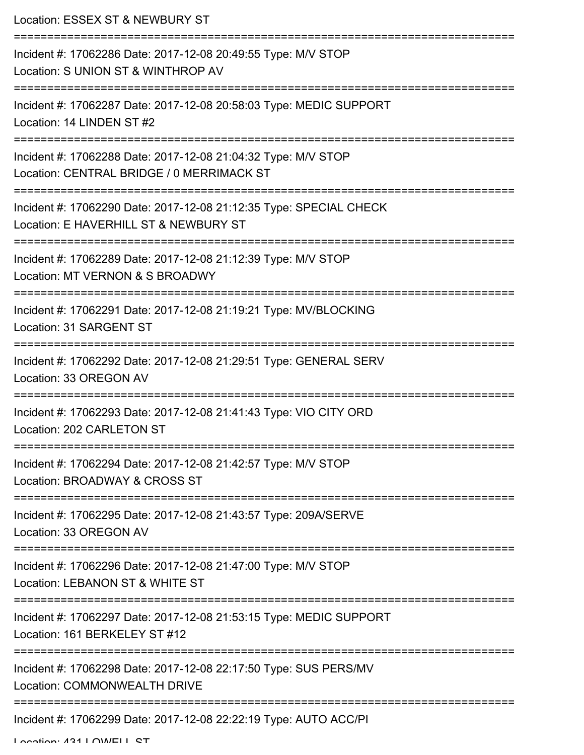Location: ESSEX ST & NEWBURY ST

===========================================================================

Incident #: 17062286 Date: 2017-12-08 20:49:55 Type: M/V STOP

Location: S UNION ST & WINTHROP AV

===========================================================================

Incident #: 17062287 Date: 2017-12-08 20:58:03 Type: MEDIC SUPPORT

Location: 14 LINDEN ST #2

===========================================================================

Incident #: 17062288 Date: 2017-12-08 21:04:32 Type: M/V STOP

Location: CENTRAL BRIDGE / 0 MERRIMACK ST

===========================================================================

Incident #: 17062290 Date: 2017-12-08 21:12:35 Type: SPECIAL CHECK

Location: E HAVERHILL ST & NEWBURY ST

===========================================================================

Incident #: 17062289 Date: 2017-12-08 21:12:39 Type: M/V STOP

Location: MT VERNON & S BROADWY

===========================================================================

Incident #: 17062291 Date: 2017-12-08 21:19:21 Type: MV/BLOCKING

Location: 31 SARGENT ST

===========================================================================

Incident #: 17062292 Date: 2017-12-08 21:29:51 Type: GENERAL SERV

Location: 33 OREGON AV

===========================================================================

Incident #: 17062293 Date: 2017-12-08 21:41:43 Type: VIO CITY ORD

Location: 202 CARLETON ST

===========================================================================

Incident #: 17062294 Date: 2017-12-08 21:42:57 Type: M/V STOP

Location: BROADWAY & CROSS ST

===========================================================================

Incident #: 17062295 Date: 2017-12-08 21:43:57 Type: 209A/SERVE

Location: 33 OREGON AV

===========================================================================

Incident #: 17062296 Date: 2017-12-08 21:47:00 Type: M/V STOP

Location: LEBANON ST & WHITE ST

===========================================================================

Incident #: 17062297 Date: 2017-12-08 21:53:15 Type: MEDIC SUPPORT

Location: 161 BERKELEY ST #12

===========================================================================

Incident #: 17062298 Date: 2017-12-08 22:17:50 Type: SUS PERS/MV

Location: COMMONWEALTH DRIVE

===========================================================================

Incident #: 17062299 Date: 2017-12-08 22:22:19 Type: AUTO ACC/PI

Location: 431 LOWELL ST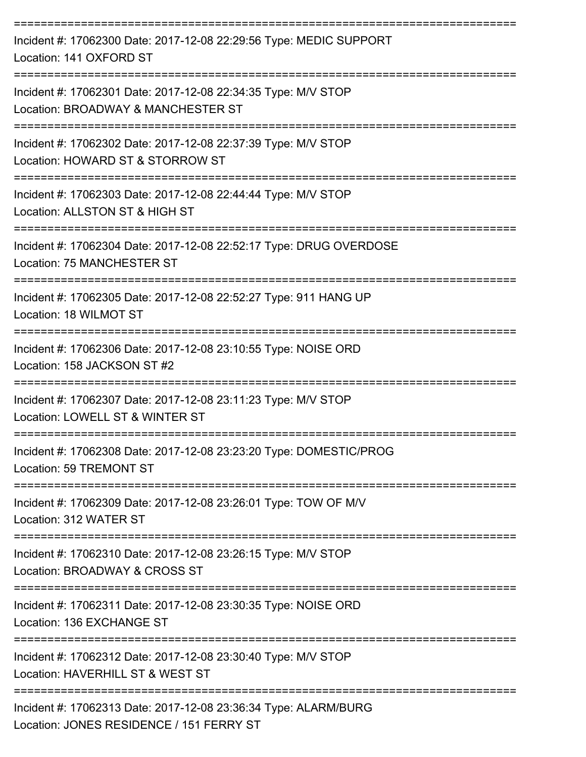===========================================================================

Incident #: 17062300 Date: 2017-12-08 22:29:56 Type: MEDIC SUPPORT
Location: 141 OXFORD ST

===========================================================================

Incident #: 17062301 Date: 2017-12-08 22:34:35 Type: M/V STOP
Location: BROADWAY & MANCHESTER ST

===========================================================================

Incident #: 17062302 Date: 2017-12-08 22:37:39 Type: M/V STOP
Location: HOWARD ST & STORROW ST

===========================================================================

Incident #: 17062303 Date: 2017-12-08 22:44:44 Type: M/V STOP
Location: ALLSTON ST & HIGH ST

===========================================================================

Incident #: 17062304 Date: 2017-12-08 22:52:17 Type: DRUG OVERDOSE
Location: 75 MANCHESTER ST

===========================================================================

Incident #: 17062305 Date: 2017-12-08 22:52:27 Type: 911 HANG UP
Location: 18 WILMOT ST

===========================================================================

Incident #: 17062306 Date: 2017-12-08 23:10:55 Type: NOISE ORD
Location: 158 JACKSON ST #2

===========================================================================

Incident #: 17062307 Date: 2017-12-08 23:11:23 Type: M/V STOP
Location: LOWELL ST & WINTER ST

===========================================================================

Incident #: 17062308 Date: 2017-12-08 23:23:20 Type: DOMESTIC/PROG
Location: 59 TREMONT ST

===========================================================================

Incident #: 17062309 Date: 2017-12-08 23:26:01 Type: TOW OF M/V
Location: 312 WATER ST

===========================================================================

Incident #: 17062310 Date: 2017-12-08 23:26:15 Type: M/V STOP
Location: BROADWAY & CROSS ST

===========================================================================

Incident #: 17062311 Date: 2017-12-08 23:30:35 Type: NOISE ORD
Location: 136 EXCHANGE ST

===========================================================================

Incident #: 17062312 Date: 2017-12-08 23:30:40 Type: M/V STOP
Location: HAVERHILL ST & WEST ST

===========================================================================

Incident #: 17062313 Date: 2017-12-08 23:36:34 Type: ALARM/BURG
Location: JONES RESIDENCE / 151 FERRY ST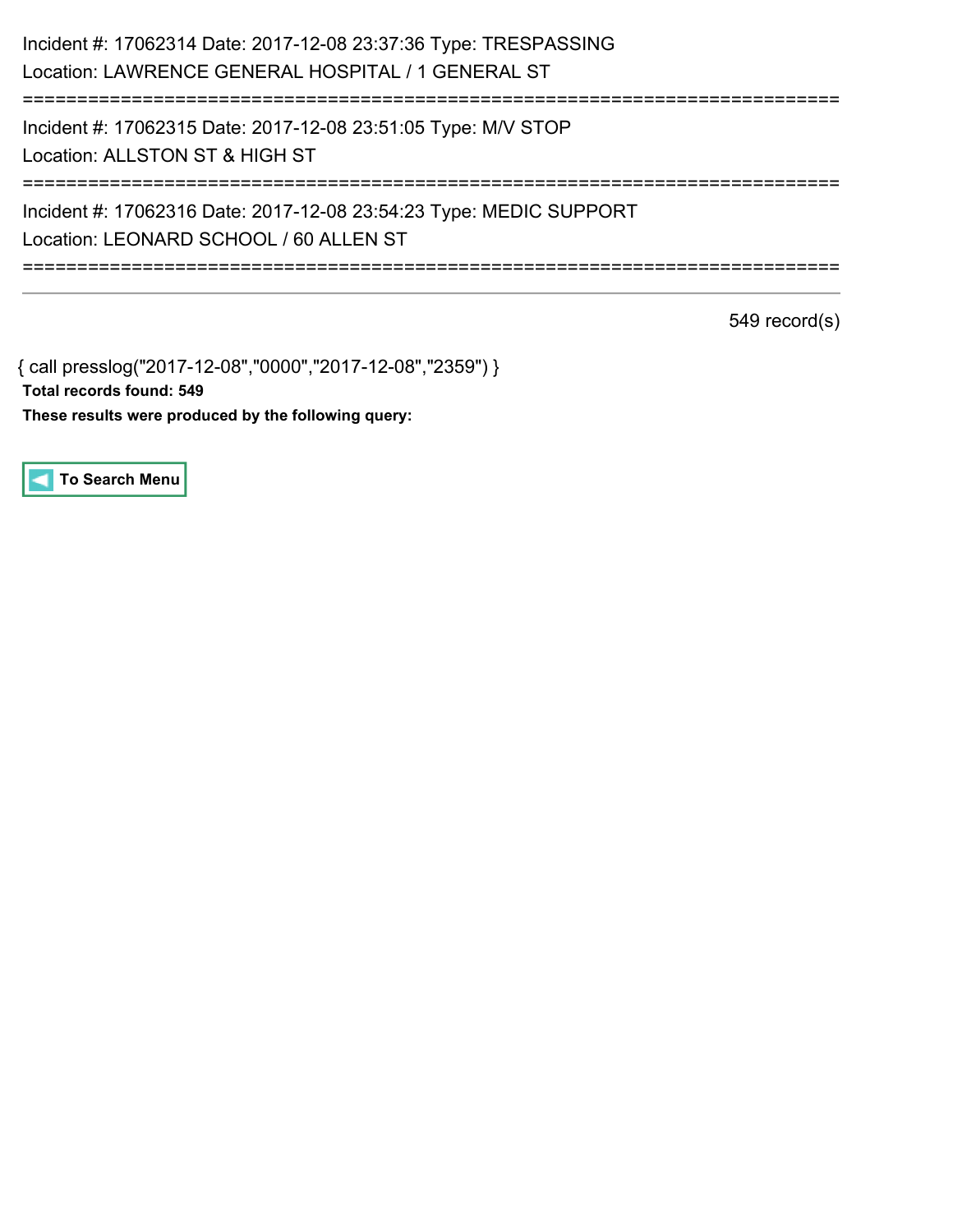Incident #: 17062314 Date: 2017-12-08 23:37:36 Type: TRESPASSING
Location: LAWRENCE GENERAL HOSPITAL / 1 GENERAL ST

===========================================================================

Incident #: 17062315 Date: 2017-12-08 23:51:05 Type: M/V STOP
Location: ALLSTON ST & HIGH ST

===========================================================================

Incident #: 17062316 Date: 2017-12-08 23:54:23 Type: MEDIC SUPPORT
Location: LEONARD SCHOOL / 60 ALLEN ST

===========================================================================

---

549 record(s)

{ call presslog("2017-12-08","0000","2017-12-08","2359") }

**Total records found: 549**

**These results were produced by the following query:**

**To Search Menu**